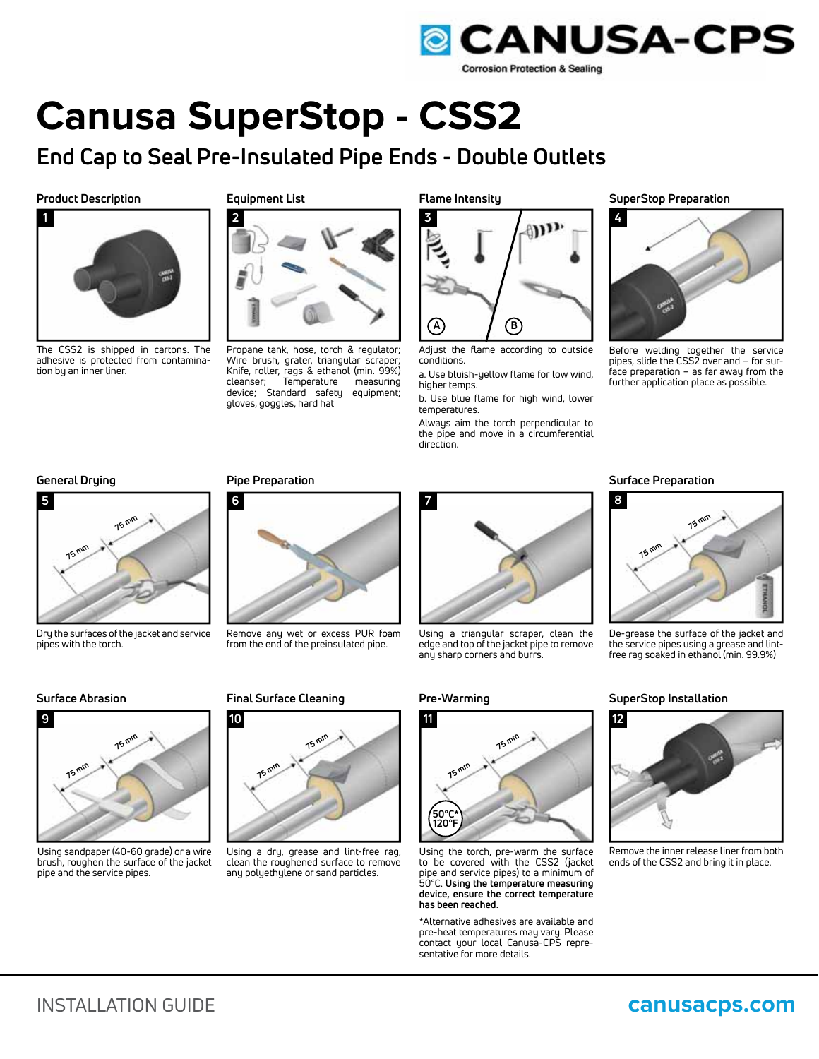CANUSA-CPS

Corrosion Protection & Sealing

# Canusa SuperStop - CSS2

## End Cap to Seal Pre-Insulated Pipe Ends - Double Outlets

### Product Description

**1**

The CSS2 is shipped in cartons. The adhesive is protected from contamination by an inner liner.

### Equipment List

**2**

Propane tank, hose, torch & regulator; Wire brush, grater, triangular scraper; Knife, roller, rags & ethanol (min. 99%) cleanser; Temperature measuring device; Standard safety equipment; gloves, goggles, hard hat

### Flame Intensity

**3**

Adjust the flame according to outside conditions.

a. Use bluish-yellow flame for low wind, higher temps.

b. Use blue flame for high wind, lower temperatures.

Always aim the torch perpendicular to the pipe and move in a circumferential direction.

### SuperStop Preparation

**4**

Before welding together the service pipes, slide the CSS2 over and – for surface preparation – as far away from the further application place as possible.

### General Drying

**5**

Dry the surfaces of the jacket and service pipes with the torch.

### Pipe Preparation

**6**

Remove any wet or excess PUR foam from the end of the preinsulated pipe.

**7**

Using a triangular scraper, clean the edge and top of the jacket pipe to remove any sharp corners and burrs.

### Surface Preparation

**8**

De-grease the surface of the jacket and the service pipes using a grease and lint-free rag soaked in ethanol (min. 99.9%)

### Surface Abrasion

**9**

Using sandpaper (40-60 grade) or a wire brush, roughen the surface of the jacket pipe and the service pipes.

### Final Surface Cleaning

**10**

Using a dry, grease and lint-free rag, clean the roughened surface to remove any polyethylene or sand particles.

### Pre-Warming

**11**

Using the torch, pre-warm the surface to be covered with the CSS2 (jacket pipe and service pipes) to a minimum of 50°C. **Using the temperature measuring device, ensure the correct temperature has been reached.**

*Alternative adhesives are available and pre-heat temperatures may vary. Please contact your local Canusa-CPS representative for more details.

### SuperStop Installation

**12**

Remove the inner release liner from both ends of the CSS2 and bring it in place.

INSTALLATION GUIDE

canusacps.com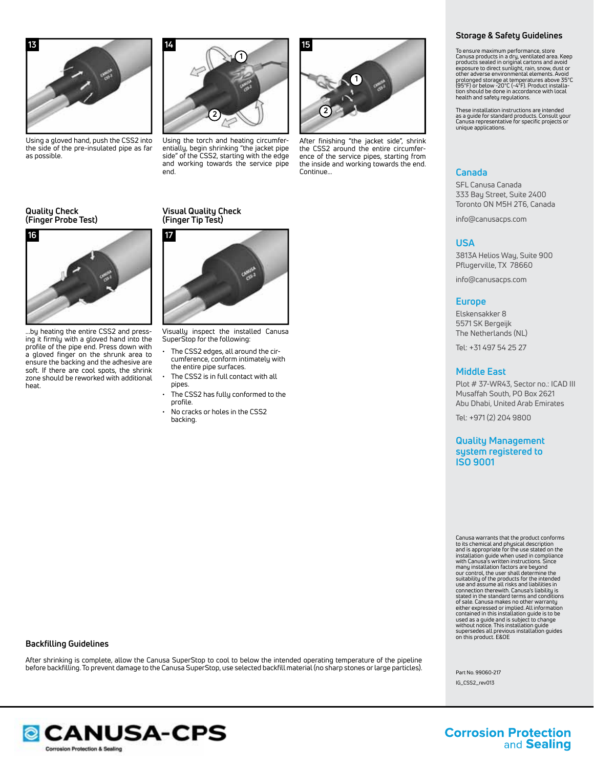**13**

Using a gloved hand, push the CSS2 into the side of the pre-insulated pipe as far as possible.

**14**

Using the torch and heating circumferentially, begin shrinking “the jacket pipe side” of the CSS2, starting with the edge and working towards the service pipe end.

**15**

After finishing “the jacket side”, shrink the CSS2 around the entire circumference of the service pipes, starting from the inside and working towards the end. Continue...

## Quality Check (Finger Probe Test)

**16**

...by heating the entire CSS2 and pressing it firmly with a gloved hand into the profile of the pipe end. Press down with a gloved finger on the shrunk area to ensure the backing and the adhesive are soft. If there are cool spots, the shrink zone should be reworked with additional heat.

## Visual Quality Check (Finger Tip Test)

**17**

Visually inspect the installed Canusa SuperStop for the following:

- The CSS2 edges, all around the circumference, conform intimately with the entire pipe surfaces.
- The CSS2 is in full contact with all pipes.
- The CSS2 has fully conformed to the profile.
- No cracks or holes in the CSS2 backing.

## Backfilling Guidelines

After shrinking is complete, allow the Canusa SuperStop to cool to below the intended operating temperature of the pipeline before backfilling. To prevent damage to the Canusa SuperStop, use selected backfill material (no sharp stones or large particles).

## Storage & Safety Guidelines

To ensure maximum performance, store Canusa products in a dry, ventilated area. Keep products sealed in original cartons and avoid exposure to direct sunlight, rain, snow, dust or other adverse environmental elements. Avoid prolonged storage at temperatures above 35°C (95°F) or below -20°C (-4°F). Product installation should be done in accordance with local health and safety regulations.

These installation instructions are intended as a guide for standard products. Consult your Canusa representative for specific projects or unique applications.

### Canada

SFL Canusa Canada
333 Bay Street, Suite 2400
Toronto ON M5H 2T6, Canada

info@canusacps.com

### USA

3813A Helios Way, Suite 900
Pflugerville, TX 78660

info@canusacps.com

### Europe

Elskensakker 8
5571 SK Bergeijk
The Netherlands (NL)

Tel: +31 497 54 25 27

### Middle East

Plot # 37-WR43, Sector no.: ICAD III
Musaffah South, PO Box 2621
Abu Dhabi, United Arab Emirates

Tel: +971 (2) 204 9800

### Quality Management system registered to ISO 9001

Canusa warrants that the product conforms to its chemical and physical description and is appropriate for the use stated on the installation guide when used in compliance with Canusa's written instructions. Since many installation factors are beyond our control, the user shall determine the suitability of the products for the intended use and assume all risks and liabilities in connection therewith. Canusa's liability is stated in the standard terms and conditions of sale. Canusa makes no other warranty either expressed or implied. All information contained in this installation guide is to be used as a guide and is subject to change without notice. This installation guide supersedes all previous installation guides on this product. E&OE

Part No. 99060-217
IG_CSS2_rev013

CANUSA-CPS
Corrosion Protection & Sealing

Corrosion Protection and Sealing